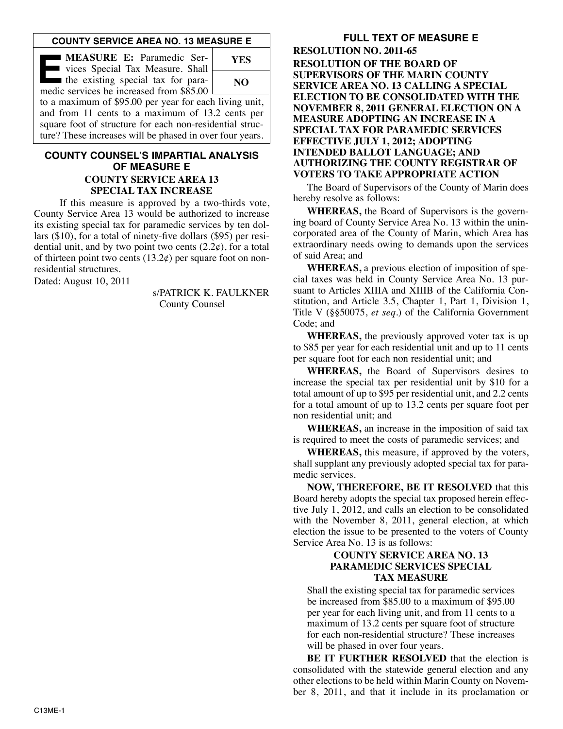## COUNTY SERVICE AREA NO. 13 MEASURE E

**MEASURE E:** Paramedic Services Special Tax Measure. Shall the existing special tax for paramedic services be increased from $85.00 to a maximum of $95.00 per year for each living unit, and from 11 cents to a maximum of 13.2 cents per square foot of structure for each non-residential structure? These increases will be phased in over four years.

| YES |
|---|
| NO |

## COUNTY COUNSEL'S IMPARTIAL ANALYSIS OF MEASURE E

### COUNTY SERVICE AREA 13 SPECIAL TAX INCREASE

If this measure is approved by a two-thirds vote, County Service Area 13 would be authorized to increase its existing special tax for paramedic services by ten dollars ($10), for a total of ninety-five dollars ($95) per residential unit, and by two point two cents (2.2¢), for a total of thirteen point two cents (13.2¢) per square foot on non-residential structures.

Dated: August 10, 2011

s/PATRICK K. FAULKNER
County Counsel

## FULL TEXT OF MEASURE E

**RESOLUTION NO. 2011-65**

**RESOLUTION OF THE BOARD OF SUPERVISORS OF THE MARIN COUNTY SERVICE AREA NO. 13 CALLING A SPECIAL ELECTION TO BE CONSOLIDATED WITH THE NOVEMBER 8, 2011 GENERAL ELECTION ON A MEASURE ADOPTING AN INCREASE IN A SPECIAL TAX FOR PARAMEDIC SERVICES EFFECTIVE JULY 1, 2012; ADOPTING INTENDED BALLOT LANGUAGE; AND AUTHORIZING THE COUNTY REGISTRAR OF VOTERS TO TAKE APPROPRIATE ACTION**

The Board of Supervisors of the County of Marin does hereby resolve as follows:

**WHEREAS,** the Board of Supervisors is the governing board of County Service Area No. 13 within the unincorporated area of the County of Marin, which Area has extraordinary needs owing to demands upon the services of said Area; and

**WHEREAS,** a previous election of imposition of special taxes was held in County Service Area No. 13 pursuant to Articles XIIIA and XIIIB of the California Constitution, and Article 3.5, Chapter 1, Part 1, Division 1, Title V (§§50075, *et seq.*) of the California Government Code; and

**WHEREAS,** the previously approved voter tax is up to $85 per year for each residential unit and up to 11 cents per square foot for each non residential unit; and

**WHEREAS,** the Board of Supervisors desires to increase the special tax per residential unit by $10 for a total amount of up to $95 per residential unit, and 2.2 cents for a total amount of up to 13.2 cents per square foot per non residential unit; and

**WHEREAS,** an increase in the imposition of said tax is required to meet the costs of paramedic services; and

**WHEREAS,** this measure, if approved by the voters, shall supplant any previously adopted special tax for paramedic services.

**NOW, THEREFORE, BE IT RESOLVED** that this Board hereby adopts the special tax proposed herein effective July 1, 2012, and calls an election to be consolidated with the November 8, 2011, general election, at which election the issue to be presented to the voters of County Service Area No. 13 is as follows:

**COUNTY SERVICE AREA NO. 13 PARAMEDIC SERVICES SPECIAL TAX MEASURE**

Shall the existing special tax for paramedic services be increased from $85.00 to a maximum of $95.00 per year for each living unit, and from 11 cents to a maximum of 13.2 cents per square foot of structure for each non-residential structure? These increases will be phased in over four years.

**BE IT FURTHER RESOLVED** that the election is consolidated with the statewide general election and any other elections to be held within Marin County on November 8, 2011, and that it include in its proclamation or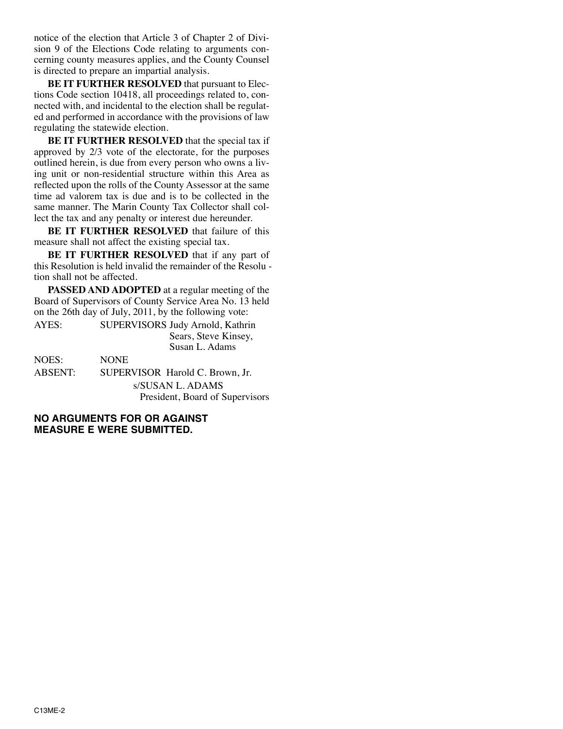notice of the election that Article 3 of Chapter 2 of Division 9 of the Elections Code relating to arguments concerning county measures applies, and the County Counsel is directed to prepare an impartial analysis.

**BE IT FURTHER RESOLVED** that pursuant to Elections Code section 10418, all proceedings related to, connected with, and incidental to the election shall be regulated and performed in accordance with the provisions of law regulating the statewide election.

**BE IT FURTHER RESOLVED** that the special tax if approved by 2/3 vote of the electorate, for the purposes outlined herein, is due from every person who owns a living unit or non-residential structure within this Area as reflected upon the rolls of the County Assessor at the same time ad valorem tax is due and is to be collected in the same manner. The Marin County Tax Collector shall collect the tax and any penalty or interest due hereunder.

**BE IT FURTHER RESOLVED** that failure of this measure shall not affect the existing special tax.

**BE IT FURTHER RESOLVED** that if any part of this Resolution is held invalid the remainder of the Resolution shall not be affected.

**PASSED AND ADOPTED** at a regular meeting of the Board of Supervisors of County Service Area No. 13 held on the 26th day of July, 2011, by the following vote:

AYES: SUPERVISORS Judy Arnold, Kathrin Sears, Steve Kinsey, Susan L. Adams

NOES: NONE

ABSENT: SUPERVISOR Harold C. Brown, Jr.

s/SUSAN L. ADAMS
President, Board of Supervisors

**NO ARGUMENTS FOR OR AGAINST MEASURE E WERE SUBMITTED.**